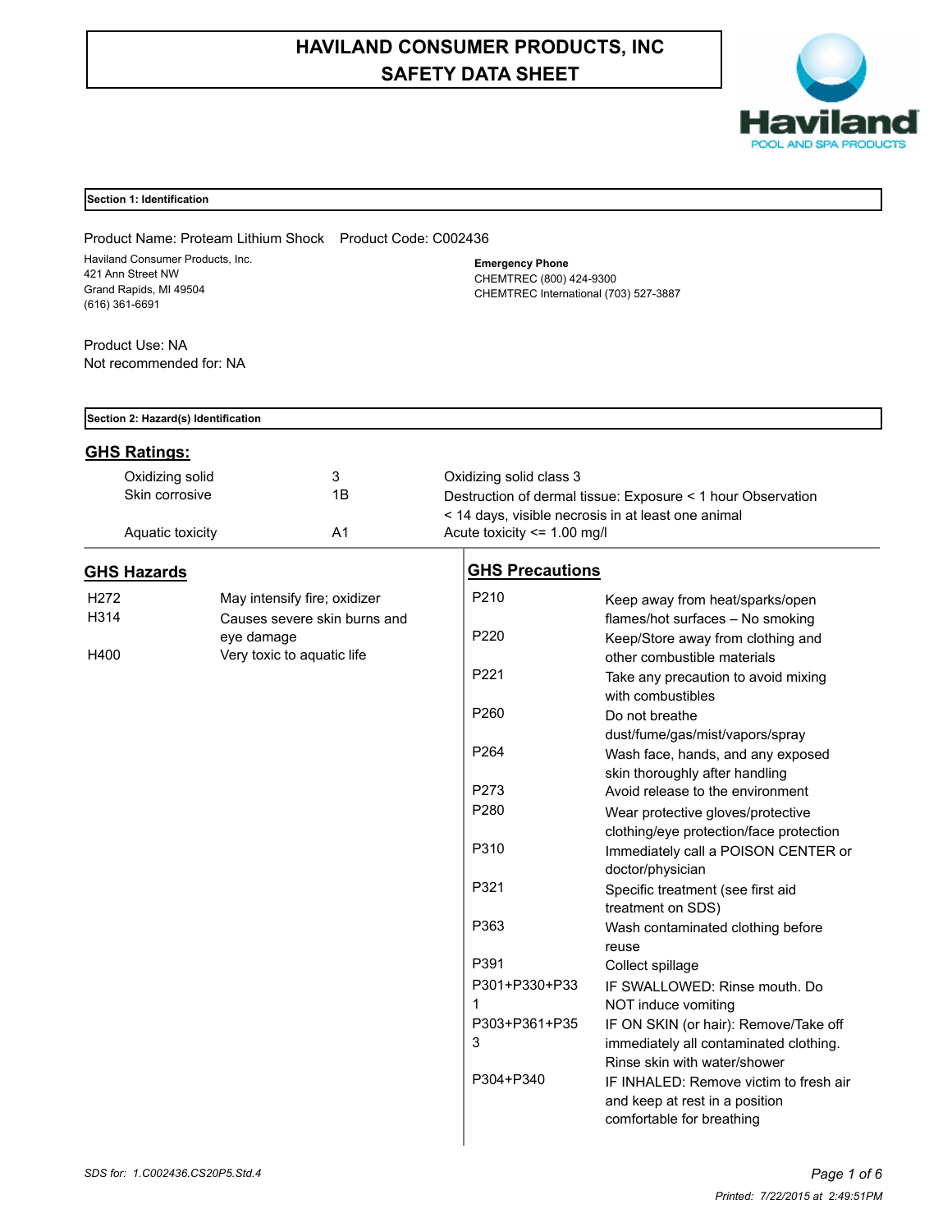# HAVILAND CONSUMER PRODUCTS, INC
# SAFETY DATA SHEET

## Section 1: Identification

Product Name: Proteam Lithium Shock    Product Code: C002436

Haviland Consumer Products, Inc.
421 Ann Street NW
Grand Rapids, MI 49504
(616) 361-6691

**Emergency Phone**
CHEMTREC (800) 424-9300
CHEMTREC International (703) 527-3887

Product Use: NA
Not recommended for: NA

## Section 2: Hazard(s) Identification

### GHS Ratings:

| | | |
|---|---|---|
| Oxidizing solid | 3 | Oxidizing solid class 3 |
| Skin corrosive | 1B | Destruction of dermal tissue: Exposure < 1 hour Observation < 14 days, visible necrosis in at least one animal |
| Aquatic toxicity | A1 | Acute toxicity <= 1.00 mg/l |

### GHS Hazards

| | |
|---|---|
| H272 | May intensify fire; oxidizer |
| H314 | Causes severe skin burns and eye damage |
| H400 | Very toxic to aquatic life |

### GHS Precautions

| | |
|---|---|
| P210 | Keep away from heat/sparks/open flames/hot surfaces – No smoking |
| P220 | Keep/Store away from clothing and other combustible materials |
| P221 | Take any precaution to avoid mixing with combustibles |
| P260 | Do not breathe dust/fume/gas/mist/vapors/spray |
| P264 | Wash face, hands, and any exposed skin thoroughly after handling |
| P273 | Avoid release to the environment |
| P280 | Wear protective gloves/protective clothing/eye protection/face protection |
| P310 | Immediately call a POISON CENTER or doctor/physician |
| P321 | Specific treatment (see first aid treatment on SDS) |
| P363 | Wash contaminated clothing before reuse |
| P391 | Collect spillage |
| P301+P330+P331 | IF SWALLOWED: Rinse mouth. Do NOT induce vomiting |
| P303+P361+P353 | IF ON SKIN (or hair): Remove/Take off immediately all contaminated clothing. Rinse skin with water/shower |
| P304+P340 | IF INHALED: Remove victim to fresh air and keep at rest in a position comfortable for breathing |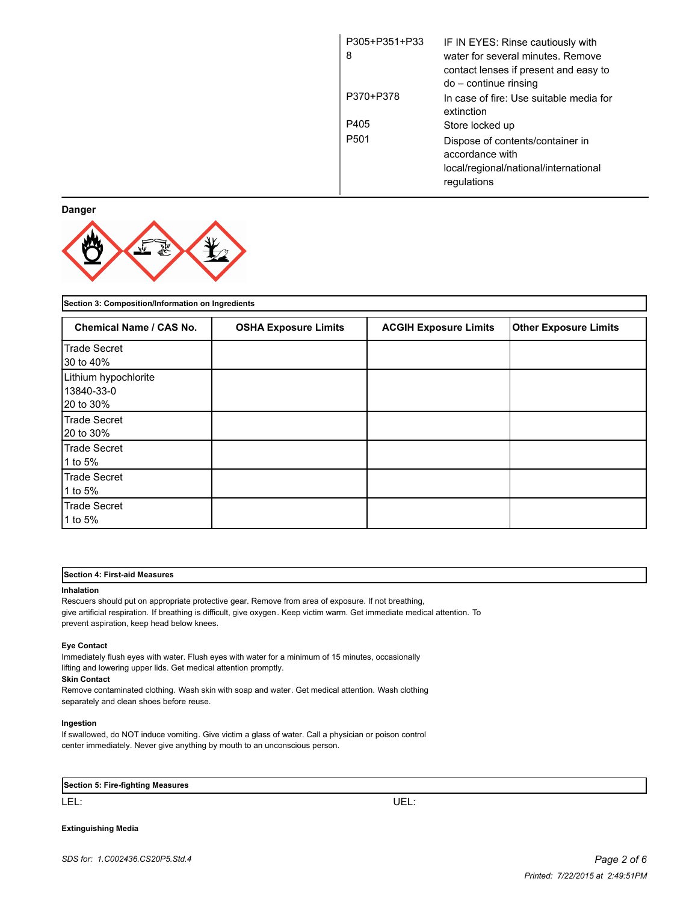| | |
|---|---|
| P305+P351+P338 | IF IN EYES: Rinse cautiously with water for several minutes. Remove contact lenses if present and easy to do – continue rinsing |
| P370+P378 | In case of fire: Use suitable media for extinction |
| P405 | Store locked up |
| P501 | Dispose of contents/container in accordance with local/regional/national/international regulations |

**Danger**

## Section 3: Composition/Information on Ingredients

| Chemical Name / CAS No. | OSHA Exposure Limits | ACGIH Exposure Limits | Other Exposure Limits |
|---|---|---|---|
| Trade Secret<br>30 to 40% | | | |
| Lithium hypochlorite<br>13840-33-0<br>20 to 30% | | | |
| Trade Secret<br>20 to 30% | | | |
| Trade Secret<br>1 to 5% | | | |
| Trade Secret<br>1 to 5% | | | |
| Trade Secret<br>1 to 5% | | | |

## Section 4: First-aid Measures

**Inhalation**

Rescuers should put on appropriate protective gear. Remove from area of exposure. If not breathing, give artificial respiration. If breathing is difficult, give oxygen. Keep victim warm. Get immediate medical attention. To prevent aspiration, keep head below knees.

**Eye Contact**

Immediately flush eyes with water. Flush eyes with water for a minimum of 15 minutes, occasionally lifting and lowering upper lids. Get medical attention promptly.

**Skin Contact**

Remove contaminated clothing. Wash skin with soap and water. Get medical attention. Wash clothing separately and clean shoes before reuse.

**Ingestion**

If swallowed, do NOT induce vomiting. Give victim a glass of water. Call a physician or poison control center immediately. Never give anything by mouth to an unconscious person.

## Section 5: Fire-fighting Measures

LEL: UEL:

**Extinguishing Media**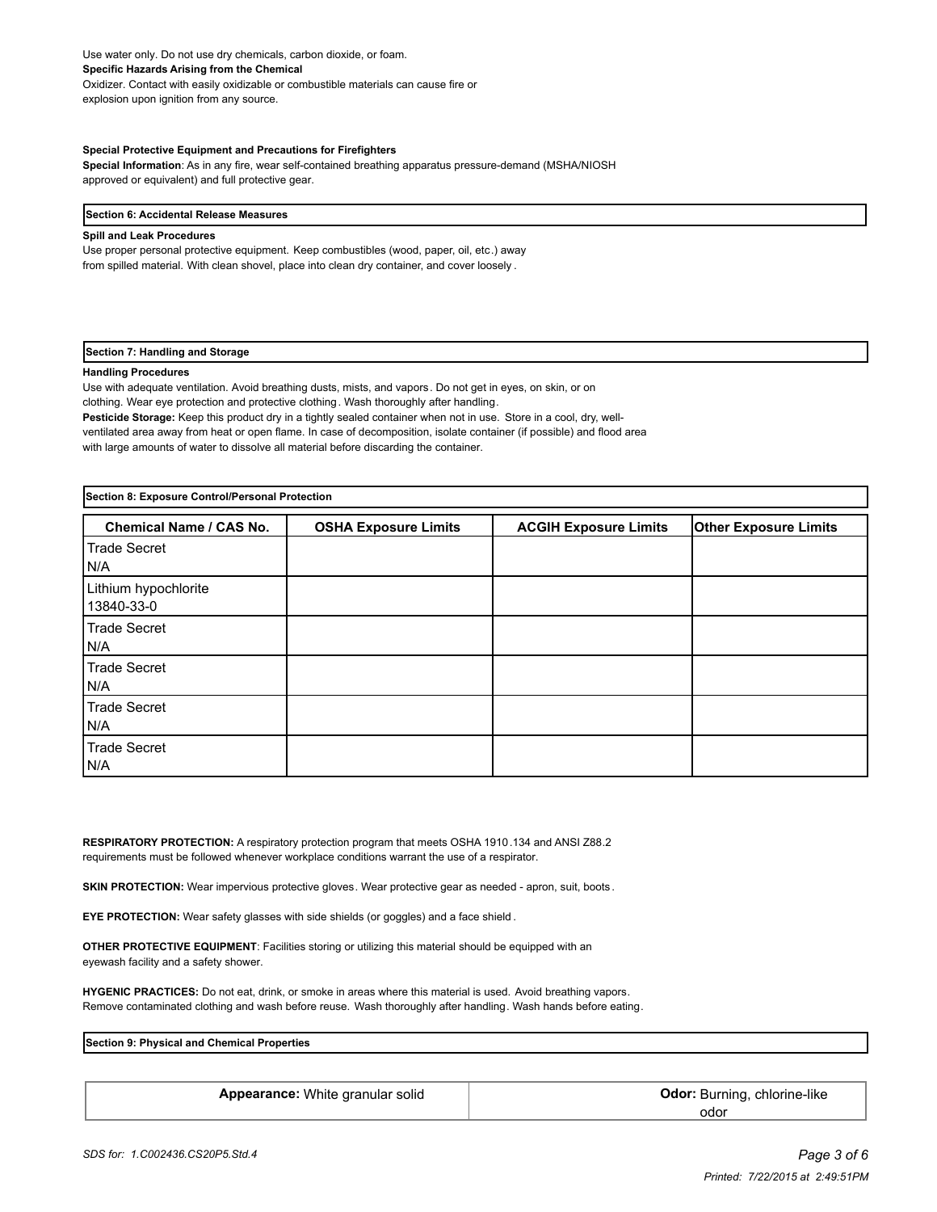Use water only. Do not use dry chemicals, carbon dioxide, or foam.

**Specific Hazards Arising from the Chemical**

Oxidizer. Contact with easily oxidizable or combustible materials can cause fire or explosion upon ignition from any source.

**Special Protective Equipment and Precautions for Firefighters**

**Special Information**: As in any fire, wear self-contained breathing apparatus pressure-demand (MSHA/NIOSH approved or equivalent) and full protective gear.

## Section 6: Accidental Release Measures

**Spill and Leak Procedures**

Use proper personal protective equipment. Keep combustibles (wood, paper, oil, etc.) away from spilled material. With clean shovel, place into clean dry container, and cover loosely.

## Section 7: Handling and Storage

**Handling Procedures**

Use with adequate ventilation. Avoid breathing dusts, mists, and vapors. Do not get in eyes, on skin, or on clothing. Wear eye protection and protective clothing. Wash thoroughly after handling.

**Pesticide Storage:** Keep this product dry in a tightly sealed container when not in use. Store in a cool, dry, well-ventilated area away from heat or open flame. In case of decomposition, isolate container (if possible) and flood area with large amounts of water to dissolve all material before discarding the container.

## Section 8: Exposure Control/Personal Protection

| Chemical Name / CAS No. | OSHA Exposure Limits | ACGIH Exposure Limits | Other Exposure Limits |
|---|---|---|---|
| Trade Secret<br>N/A | | | |
| Lithium hypochlorite<br>13840-33-0 | | | |
| Trade Secret<br>N/A | | | |
| Trade Secret<br>N/A | | | |
| Trade Secret<br>N/A | | | |
| Trade Secret<br>N/A | | | |

**RESPIRATORY PROTECTION:** A respiratory protection program that meets OSHA 1910.134 and ANSI Z88.2 requirements must be followed whenever workplace conditions warrant the use of a respirator.

**SKIN PROTECTION:** Wear impervious protective gloves. Wear protective gear as needed - apron, suit, boots.

**EYE PROTECTION:** Wear safety glasses with side shields (or goggles) and a face shield.

**OTHER PROTECTIVE EQUIPMENT**: Facilities storing or utilizing this material should be equipped with an eyewash facility and a safety shower.

**HYGENIC PRACTICES:** Do not eat, drink, or smoke in areas where this material is used. Avoid breathing vapors. Remove contaminated clothing and wash before reuse. Wash thoroughly after handling. Wash hands before eating.

## Section 9: Physical and Chemical Properties

| **Appearance:** White granular solid | **Odor:** Burning, chlorine-like odor |
|---|---|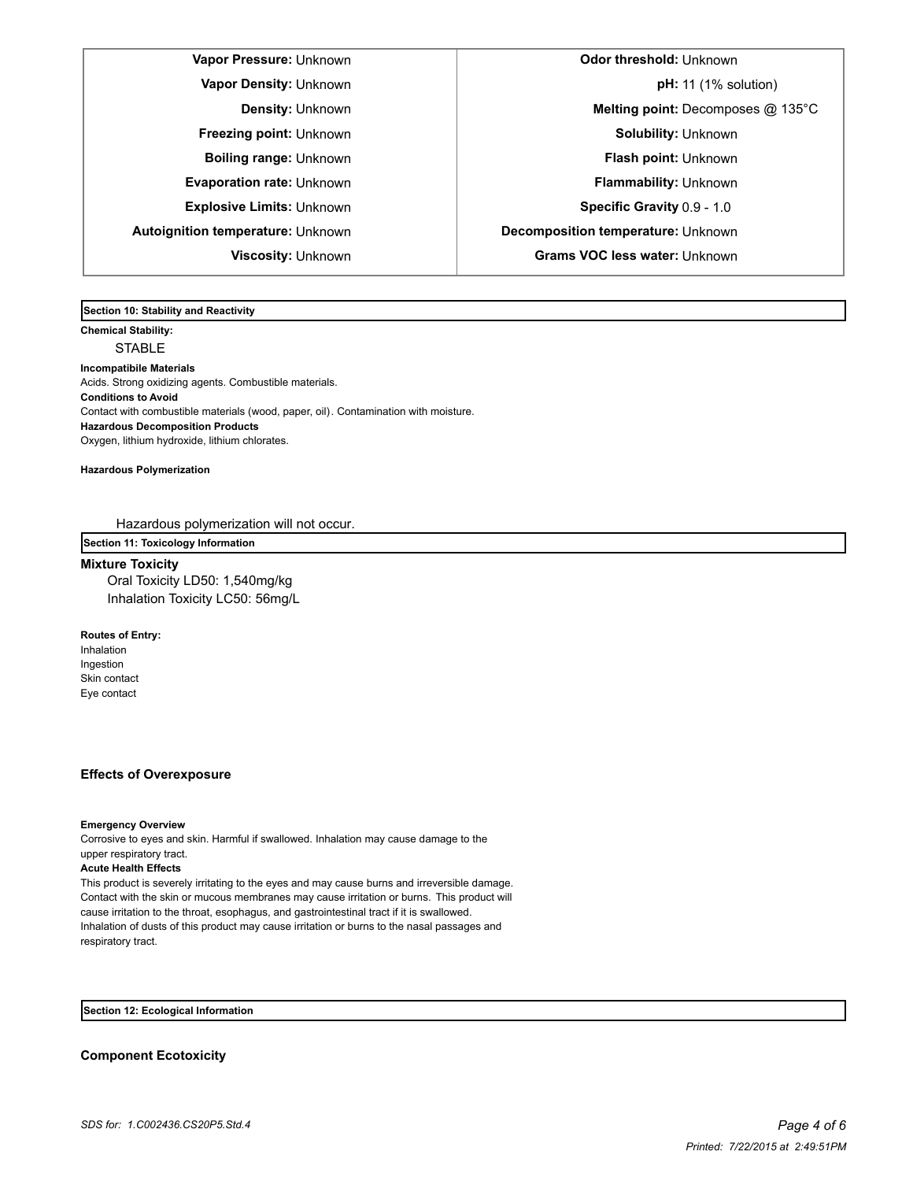| Property | Value | Property | Value |
|---|---|---|---|
| **Vapor Pressure:** | Unknown | **Odor threshold:** | Unknown |
| **Vapor Density:** | Unknown | **pH:** | 11 (1% solution) |
| **Density:** | Unknown | **Melting point:** | Decomposes @ 135°C |
| **Freezing point:** | Unknown | **Solubility:** | Unknown |
| **Boiling range:** | Unknown | **Flash point:** | Unknown |
| **Evaporation rate:** | Unknown | **Flammability:** | Unknown |
| **Explosive Limits:** | Unknown | **Specific Gravity** | 0.9 - 1.0 |
| **Autoignition temperature:** | Unknown | **Decomposition temperature:** | Unknown |
| **Viscosity:** | Unknown | **Grams VOC less water:** | Unknown |

## Section 10: Stability and Reactivity

**Chemical Stability:**

STABLE

**Incompatibile Materials**

Acids. Strong oxidizing agents. Combustible materials.

**Conditions to Avoid**

Contact with combustible materials (wood, paper, oil). Contamination with moisture.

**Hazardous Decomposition Products**

Oxygen, lithium hydroxide, lithium chlorates.

**Hazardous Polymerization**

Hazardous polymerization will not occur.

## Section 11: Toxicology Information

**Mixture Toxicity**

Oral Toxicity LD50: 1,540mg/kg

Inhalation Toxicity LC50: 56mg/L

**Routes of Entry:**

Inhalation
Ingestion
Skin contact
Eye contact

**Effects of Overexposure**

**Emergency Overview**

Corrosive to eyes and skin. Harmful if swallowed. Inhalation may cause damage to the upper respiratory tract.

**Acute Health Effects**

This product is severely irritating to the eyes and may cause burns and irreversible damage. Contact with the skin or mucous membranes may cause irritation or burns. This product will cause irritation to the throat, esophagus, and gastrointestinal tract if it is swallowed. Inhalation of dusts of this product may cause irritation or burns to the nasal passages and respiratory tract.

## Section 12: Ecological Information

**Component Ecotoxicity**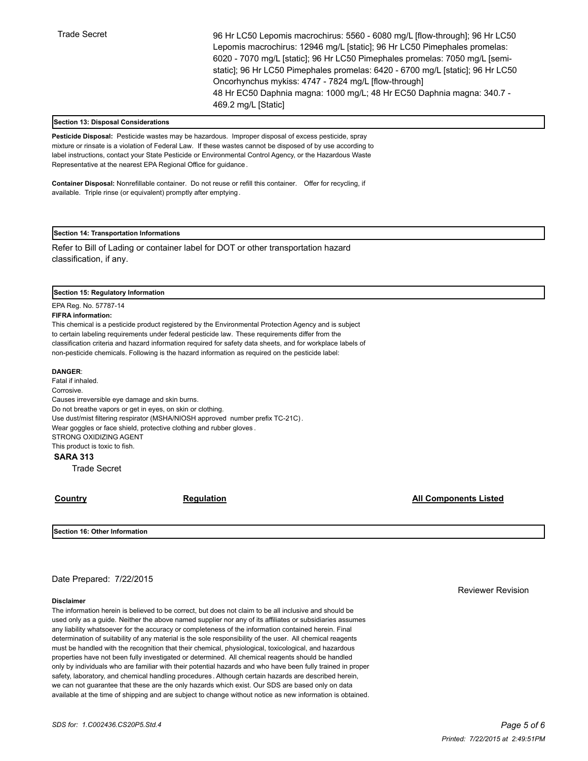| | |
|---|---|
| Trade Secret | 96 Hr LC50 Lepomis macrochirus: 5560 - 6080 mg/L [flow-through]; 96 Hr LC50 Lepomis macrochirus: 12946 mg/L [static]; 96 Hr LC50 Pimephales promelas: 6020 - 7070 mg/L [static]; 96 Hr LC50 Pimephales promelas: 7050 mg/L [semi-static]; 96 Hr LC50 Pimephales promelas: 6420 - 6700 mg/L [static]; 96 Hr LC50 Oncorhynchus mykiss: 4747 - 7824 mg/L [flow-through]<br>48 Hr EC50 Daphnia magna: 1000 mg/L; 48 Hr EC50 Daphnia magna: 340.7 - 469.2 mg/L [Static] |

## Section 13: Disposal Considerations

**Pesticide Disposal:** Pesticide wastes may be hazardous. Improper disposal of excess pesticide, spray mixture or rinsate is a violation of Federal Law. If these wastes cannot be disposed of by use according to label instructions, contact your State Pesticide or Environmental Control Agency, or the Hazardous Waste Representative at the nearest EPA Regional Office for guidance.

**Container Disposal:** Nonrefillable container. Do not reuse or refill this container. Offer for recycling, if available. Triple rinse (or equivalent) promptly after emptying.

## Section 14: Transportation Informations

Refer to Bill of Lading or container label for DOT or other transportation hazard classification, if any.

## Section 15: Regulatory Information

EPA Reg. No. 57787-14

**FIFRA information:**

This chemical is a pesticide product registered by the Environmental Protection Agency and is subject to certain labeling requirements under federal pesticide law. These requirements differ from the classification criteria and hazard information required for safety data sheets, and for workplace labels of non-pesticide chemicals. Following is the hazard information as required on the pesticide label:

**DANGER**:
Fatal if inhaled.
Corrosive.
Causes irreversible eye damage and skin burns.
Do not breathe vapors or get in eyes, on skin or clothing.
Use dust/mist filtering respirator (MSHA/NIOSH approved number prefix TC-21C).
Wear goggles or face shield, protective clothing and rubber gloves.
STRONG OXIDIZING AGENT
This product is toxic to fish.

**SARA 313**

Trade Secret

| Country | Regulation | All Components Listed |
|---|---|---|

## Section 16: Other Information

Date Prepared: 7/22/2015

Reviewer Revision

**Disclaimer**

The information herein is believed to be correct, but does not claim to be all inclusive and should be used only as a guide. Neither the above named supplier nor any of its affiliates or subsidiaries assumes any liability whatsoever for the accuracy or completeness of the information contained herein. Final determination of suitability of any material is the sole responsibility of the user. All chemical reagents must be handled with the recognition that their chemical, physiological, toxicological, and hazardous properties have not been fully investigated or determined. All chemical reagents should be handled only by individuals who are familiar with their potential hazards and who have been fully trained in proper safety, laboratory, and chemical handling procedures. Although certain hazards are described herein, we can not guarantee that these are the only hazards which exist. Our SDS are based only on data available at the time of shipping and are subject to change without notice as new information is obtained.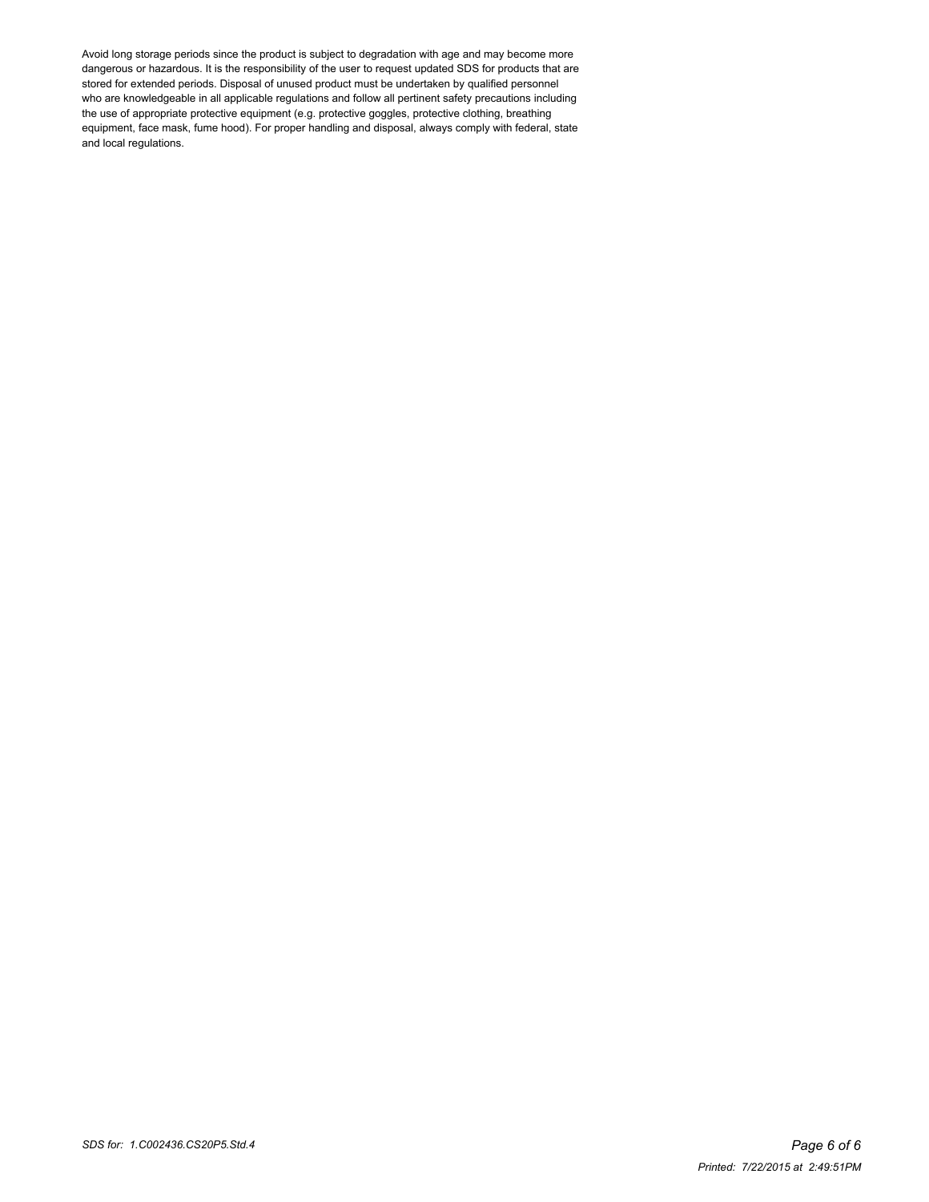Avoid long storage periods since the product is subject to degradation with age and may become more dangerous or hazardous. It is the responsibility of the user to request updated SDS for products that are stored for extended periods. Disposal of unused product must be undertaken by qualified personnel who are knowledgeable in all applicable regulations and follow all pertinent safety precautions including the use of appropriate protective equipment (e.g. protective goggles, protective clothing, breathing equipment, face mask, fume hood). For proper handling and disposal, always comply with federal, state and local regulations.